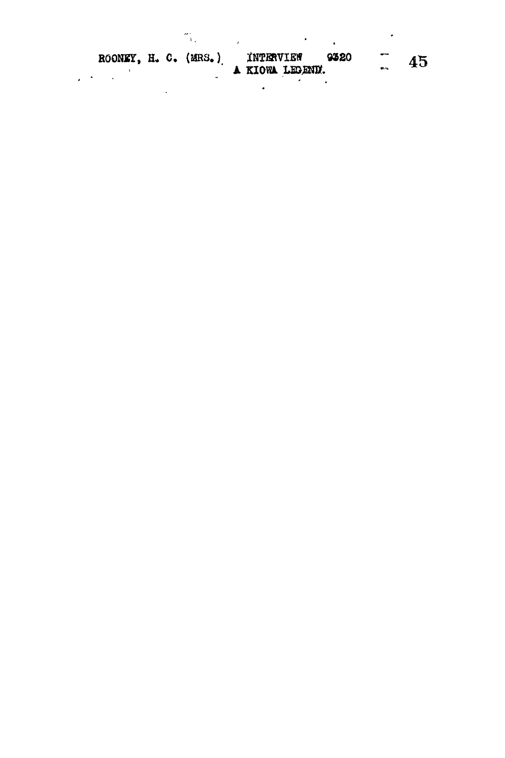ROONEY, H. C. (MRS.) INTERVIEW 9320
A KIOWA LEGEND.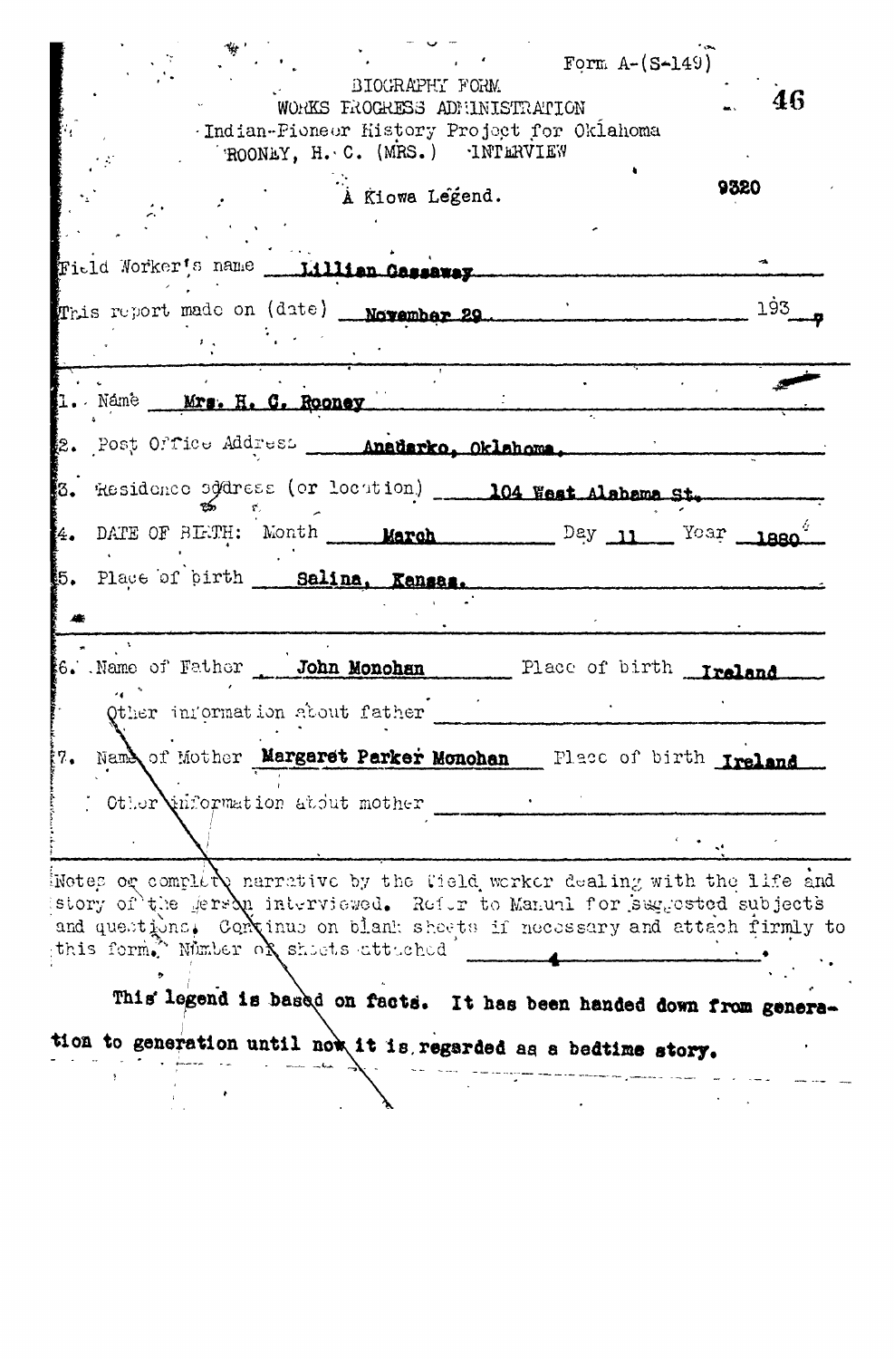Form A-(S-149)

BIOGRAPHY FORM
WORKS PROGRESS ADMINISTRATION
Indian-Pioneer History Project for Oklahoma

ROONEY, H. C. (MRS.) INTERVIEW

9320

A Kiowa Legend.

Field Worker's name Lillian Cassaway

This report made on (date) November 29 193 7

1. Name Mrs. H. C. Rooney

2. Post Office Address Anadarko, Oklahoma.

3. Residence address (or location) 104 West Alabama St.

4. DATE OF BIRTH: Month March Day 11 Year 1880

5. Place of birth Salina, Kansas.

6. Name of Father John Monohan Place of birth Ireland

Other information about father

7. Name of Mother Margaret Parker Monohan Place of birth Ireland

Other information about mother

Notes or complete narrative by the field worker dealing with the life and story of the person interviewed. Refer to Manual for suggested subjects and questions. Continue on blank sheets if necessary and attach firmly to this form. Number of sheets attached 4.

This legend is based on facts. It has been handed down from generation to generation until now it is regarded as a bedtime story.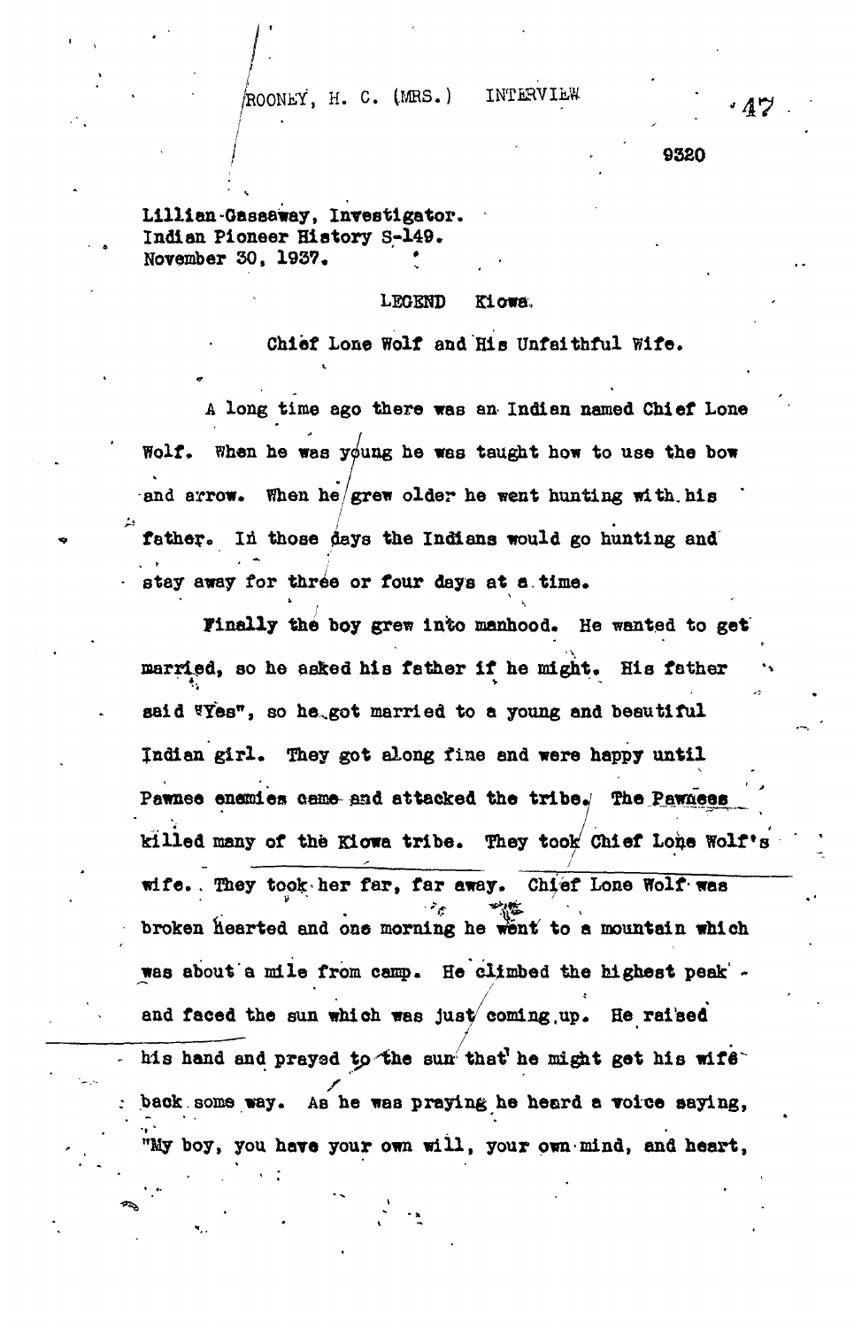ROONEY, H. C. (MRS.) INTERVIEW

9320

Lillian Gassaway, Investigator.
Indian Pioneer History S-149.
November 30, 1937.

LEGEND Kiowa.

Chief Lone Wolf and His Unfaithful Wife.

A long time ago there was an Indian named Chief Lone Wolf. When he was young he was taught how to use the bow and arrow. When he grew older he went hunting with his father. In those days the Indians would go hunting and stay away for three or four days at a time.

Finally the boy grew into manhood. He wanted to get married, so he asked his father if he might. His father said "Yes", so he got married to a young and beautiful Indian girl. They got along fine and were happy until Pawnee enemies came and attacked the tribe. The Pawnees killed many of the Kiowa tribe. They took Chief Lone Wolf's wife. They took her far, far away. Chief Lone Wolf was broken hearted and one morning he went to a mountain which was about a mile from camp. He climbed the highest peak and faced the sun which was just coming up. He raised his hand and prayed to the sun that he might get his wife back some way. As he was praying he heard a voice saying, "My boy, you have your own will, your own mind, and heart,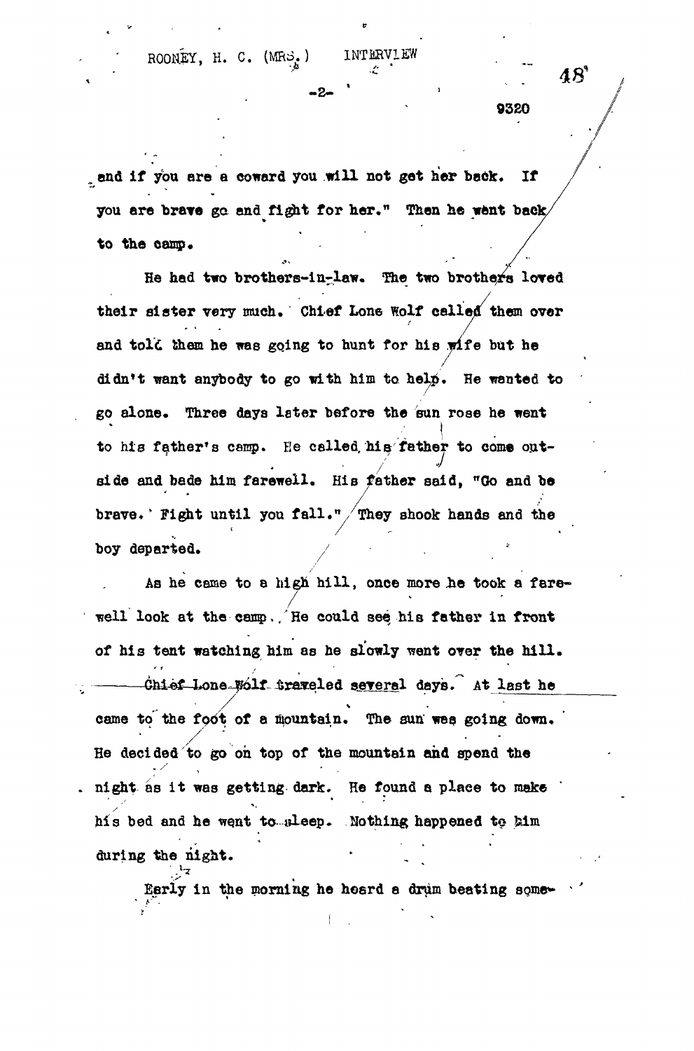and if you are a coward you will not get her back. If you are brave go and fight for her." Then he went back to the camp.

He had two brothers-in-law. The two brothers loved their sister very much. Chief Lone Wolf called them over and told them he was going to hunt for his wife but he didn't want anybody to go with him to help. He wanted to go alone. Three days later before the sun rose he went to his father's camp. He called his father to come outside and bade him farewell. His father said, "Go and be brave. Fight until you fall." They shook hands and the boy departed.

As he came to a high hill, once more he took a farewell look at the camp. He could see his father in front of his tent watching him as he slowly went over the hill.

Chief Lone Wolf traveled several days. At last he came to the foot of a mountain. The sun was going down. He decided to go on top of the mountain and spend the night as it was getting dark. He found a place to make his bed and he went to sleep. Nothing happened to him during the night.

Early in the morning he heard a drum beating some-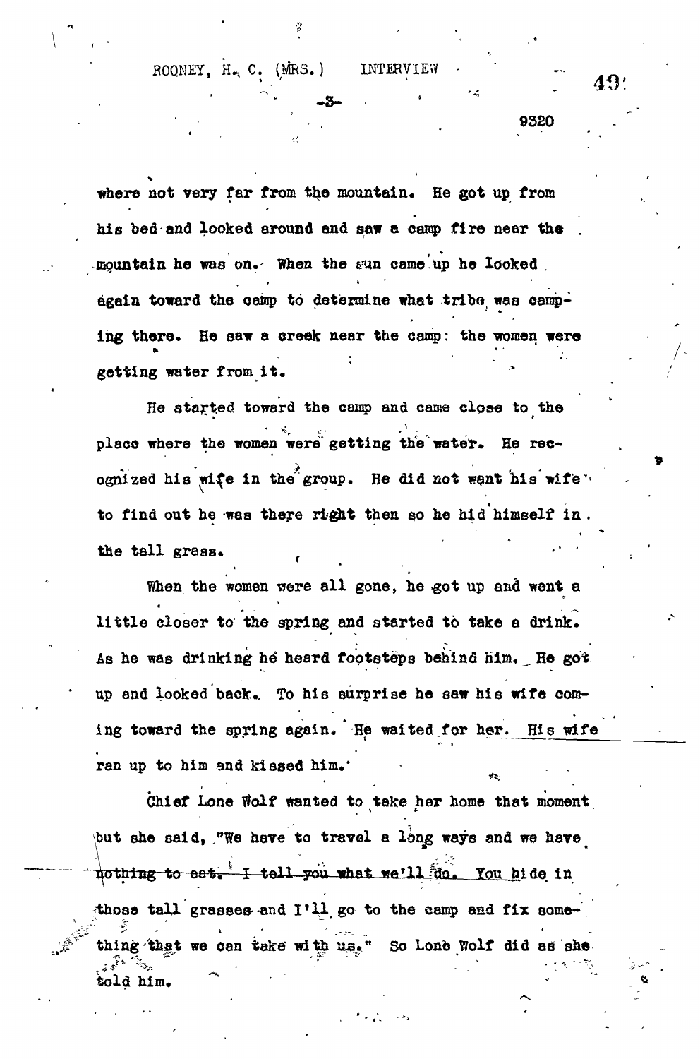where not very far from the mountain. He got up from his bed and looked around and saw a camp fire near the mountain he was on. When the sun came up he looked again toward the camp to determine what tribe was camping there. He saw a creek near the camp: the women were getting water from it.

He started toward the camp and came close to the place where the women were getting the water. He recognized his wife in the group. He did not want his wife to find out he was there right then so he hid himself in the tall grass.

When the women were all gone, he got up and went a little closer to the spring and started to take a drink. As he was drinking he heard footsteps behind him. He got up and looked back. To his surprise he saw his wife coming toward the spring again. He waited for her. His wife ran up to him and kissed him.

Chief Lone Wolf wanted to take her home that moment but she said, "We have to travel a long ways and we have nothing to eat. I tell you what we'll do. You hide in those tall grasses and I'll go to the camp and fix something that we can take with us." So Lone Wolf did as she told him.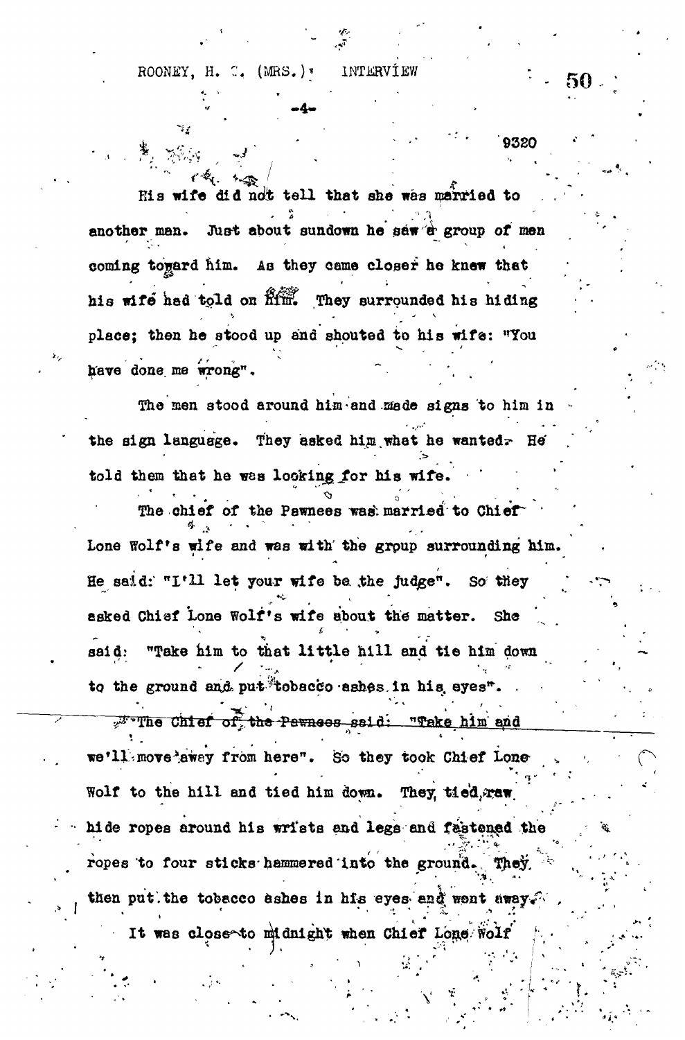His wife did not tell that she was married to another man. Just about sundown he saw a group of men coming toward him. As they came closer he knew that his wife had told on him. They surrounded his hiding place; then he stood up and shouted to his wife: "You have done me wrong".

The men stood around him and made signs to him in the sign language. They asked him what he wanted. He told them that he was looking for his wife.

The chief of the Pawnees was married to Chief Lone Wolf's wife and was with the group surrounding him. He said: "I'll let your wife be the judge". So they asked Chief Lone Wolf's wife about the matter. She said: "Take him to that little hill and tie him down to the ground and put tobacco ashes in his eyes".

The Chief of the Pawnees said: "Take him and we'll move away from here". So they took Chief Lone Wolf to the hill and tied him down. They tied raw hide ropes around his wrists and legs and fastened the ropes to four sticks hammered into the ground. They then put the tobacco ashes in his eyes and went away.

It was close to midnight when Chief Lone Wolf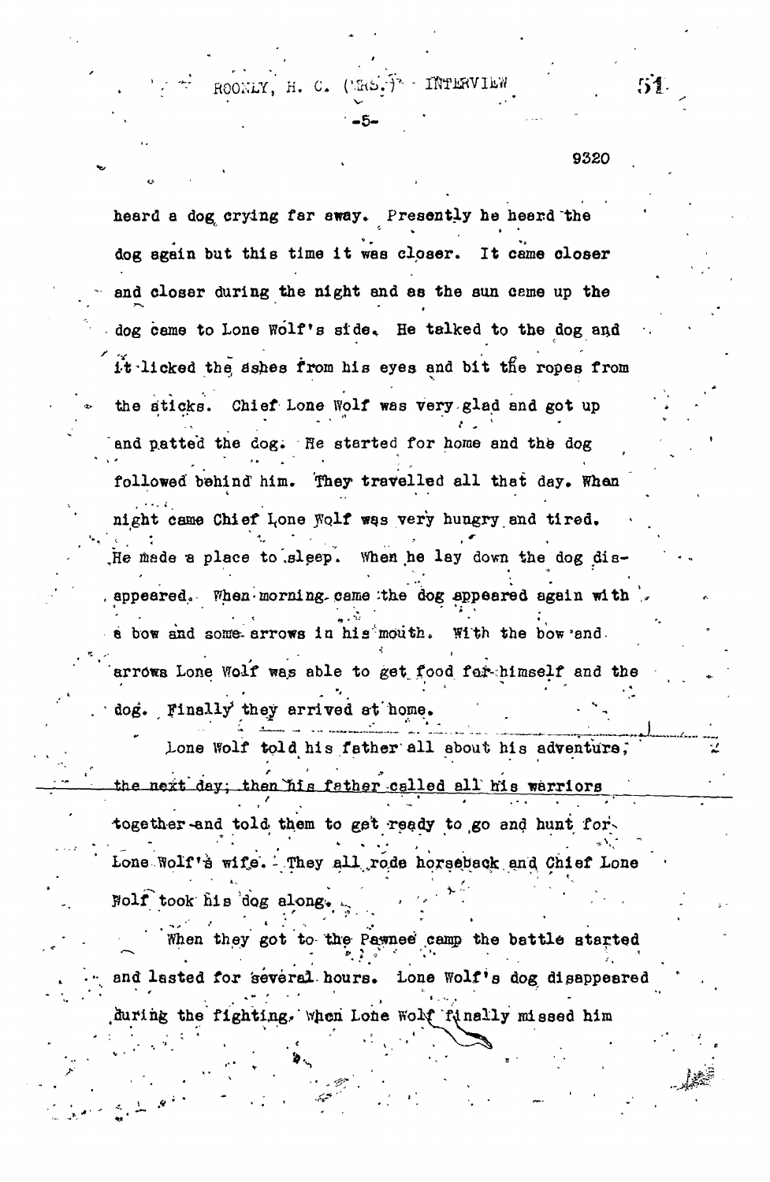heard a dog crying far away. Presently he heard the dog again but this time it was closer. It came closer and closer during the night and as the sun came up the dog came to Lone Wolf's side. He talked to the dog and it licked the ashes from his eyes and bit the ropes from the sticks. Chief Lone Wolf was very glad and got up and patted the dog. He started for home and the dog followed behind him. They travelled all that day. When night came Chief Lone Wolf was very hungry and tired. He made a place to sleep. When he lay down the dog disappeared. When morning came the dog appeared again with a bow and some arrows in his mouth. With the bow and arrows Lone Wolf was able to get food for himself and the dog. Finally they arrived at home.

Lone Wolf told his father all about his adventure, the next day; then his father called all his warriors together and told them to get ready to go and hunt for Lone Wolf's wife. They all rode horseback and Chief Lone Wolf took his dog along.

When they got to the Pawnee camp the battle started and lasted for several hours. Lone Wolf's dog disappeared during the fighting. When Lone Wolf finally missed him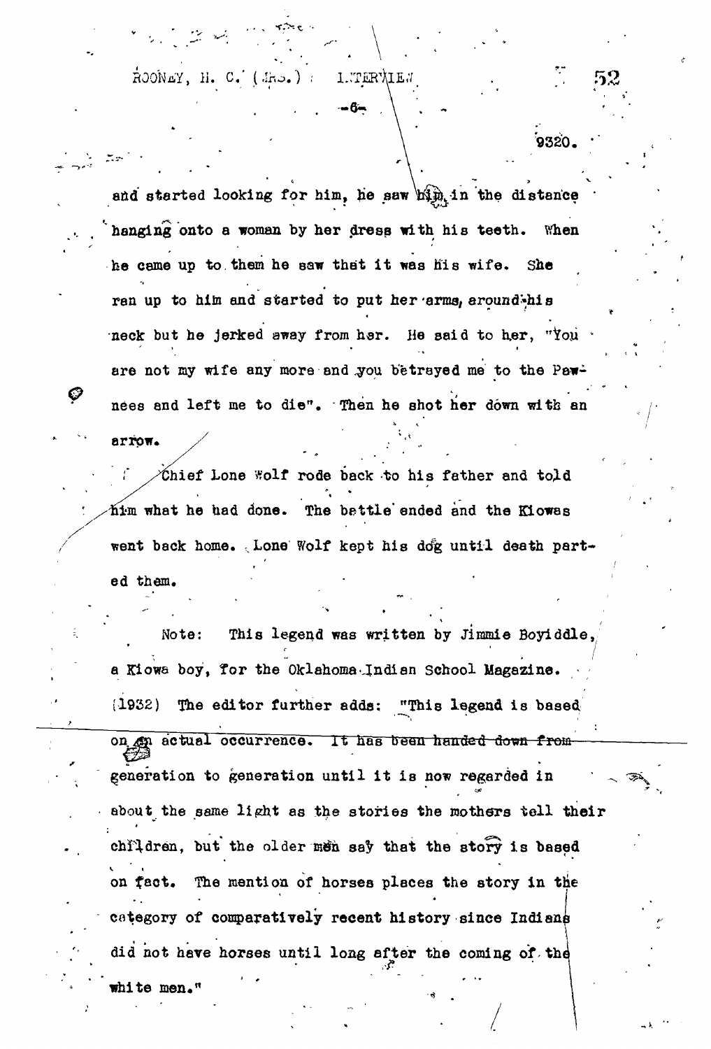and started looking for him, he saw him in the distance hanging onto a woman by her dress with his teeth. When he came up to them he saw that it was his wife. She ran up to him and started to put her arms around his neck but he jerked away from her. He said to her, "You are not my wife any more and you betrayed me to the Pawnees and left me to die". Then he shot her down with an arrow.

Chief Lone Wolf rode back to his father and told him what he had done. The battle ended and the Kiowas went back home. Lone Wolf kept his dog until death parted them.

Note: This legend was written by Jimmie Boyiddle, a Kiowa boy, for the Oklahoma Indian School Magazine. (1932) The editor further adds: "This legend is based on an actual occurrence. It has been handed down from generation to generation until it is now regarded in about the same light as the stories the mothers tell their children, but the older men say that the story is based on fact. The mention of horses places the story in the category of comparatively recent history since Indians did not have horses until long after the coming of the white men."